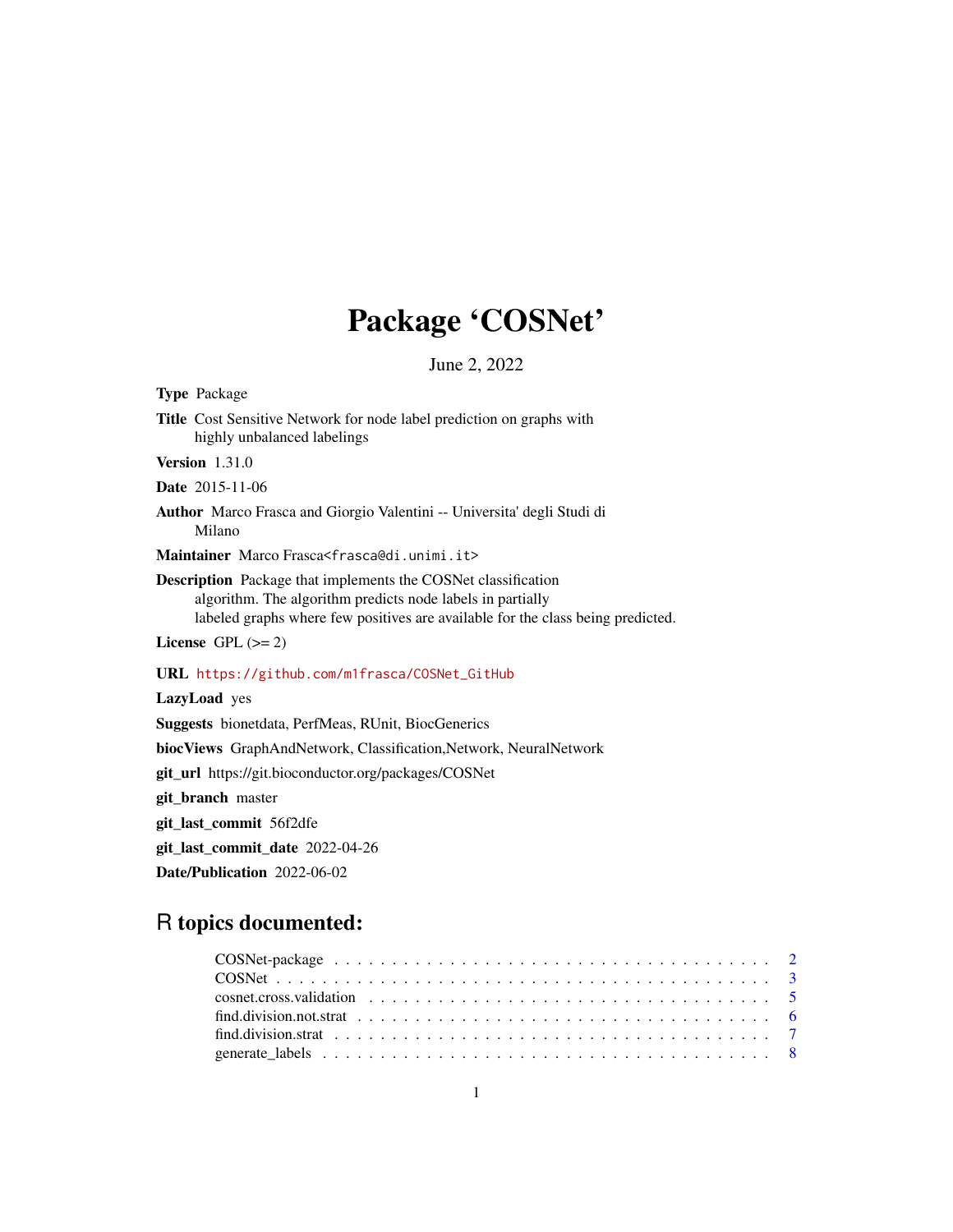# Package 'COSNet'

June 2, 2022

**Type** Package

**Title** Cost Sensitive Network for node label prediction on graphs with highly unbalanced labelings

**Version** 1.31.0

**Date** 2015-11-06

**Author** Marco Frasca and Giorgio Valentini -- Universita' degli Studi di Milano

**Maintainer** Marco Frasca<frasca@di.unimi.it>

**Description** Package that implements the COSNet classification algorithm. The algorithm predicts node labels in partially labeled graphs where few positives are available for the class being predicted.

**License** GPL (>= 2)

**URL** https://github.com/m1frasca/COSNet_GitHub

**LazyLoad** yes

**Suggests** bionetdata, PerfMeas, RUnit, BiocGenerics

**biocViews** GraphAndNetwork, Classification,Network, NeuralNetwork

**git_url** https://git.bioconductor.org/packages/COSNet

**git_branch** master

**git_last_commit** 56f2dfe

**git_last_commit_date** 2022-04-26

**Date/Publication** 2022-06-02

## R topics documented:

| | |
|---|---|
| COSNet-package | 2 |
| COSNet | 3 |
| cosnet.cross.validation | 5 |
| find.division.not.strat | 6 |
| find.division.strat | 7 |
| generate_labels | 8 |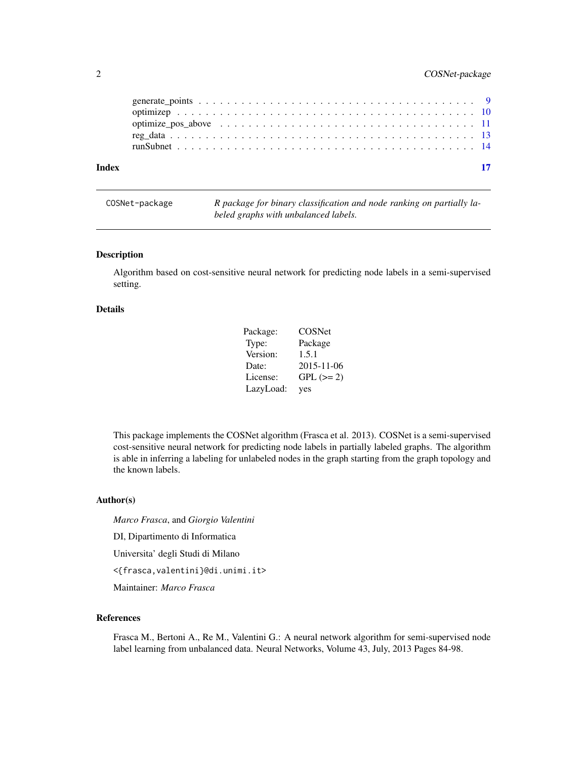generate_points . . . . . . . . . . . . . . . . . . . . . . . . . . . . . . . . . . . . 9
optimizep . . . . . . . . . . . . . . . . . . . . . . . . . . . . . . . . . . . . . . . 10
optimize_pos_above . . . . . . . . . . . . . . . . . . . . . . . . . . . . . . . . . . . 11
reg_data . . . . . . . . . . . . . . . . . . . . . . . . . . . . . . . . . . . . . . . . 13
runSubnet . . . . . . . . . . . . . . . . . . . . . . . . . . . . . . . . . . . . . . . 14

**Index** **17**

---

`COSNet-package` *R package for binary classification and node ranking on partially labeled graphs with unbalanced labels.*

---

### Description

Algorithm based on cost-sensitive neural network for predicting node labels in a semi-supervised setting.

### Details

| | |
|---|---|
| Package: | COSNet |
| Type: | Package |
| Version: | 1.5.1 |
| Date: | 2015-11-06 |
| License: | GPL (>= 2) |
| LazyLoad: | yes |

This package implements the COSNet algorithm (Frasca et al. 2013). COSNet is a semi-supervised cost-sensitive neural network for predicting node labels in partially labeled graphs. The algorithm is able in inferring a labeling for unlabeled nodes in the graph starting from the graph topology and the known labels.

### Author(s)

*Marco Frasca*, and *Giorgio Valentini*

DI, Dipartimento di Informatica

Universita' degli Studi di Milano

`<{frasca,valentini}@di.unimi.it>`

Maintainer: *Marco Frasca*

### References

Frasca M., Bertoni A., Re M., Valentini G.: A neural network algorithm for semi-supervised node label learning from unbalanced data. Neural Networks, Volume 43, July, 2013 Pages 84-98.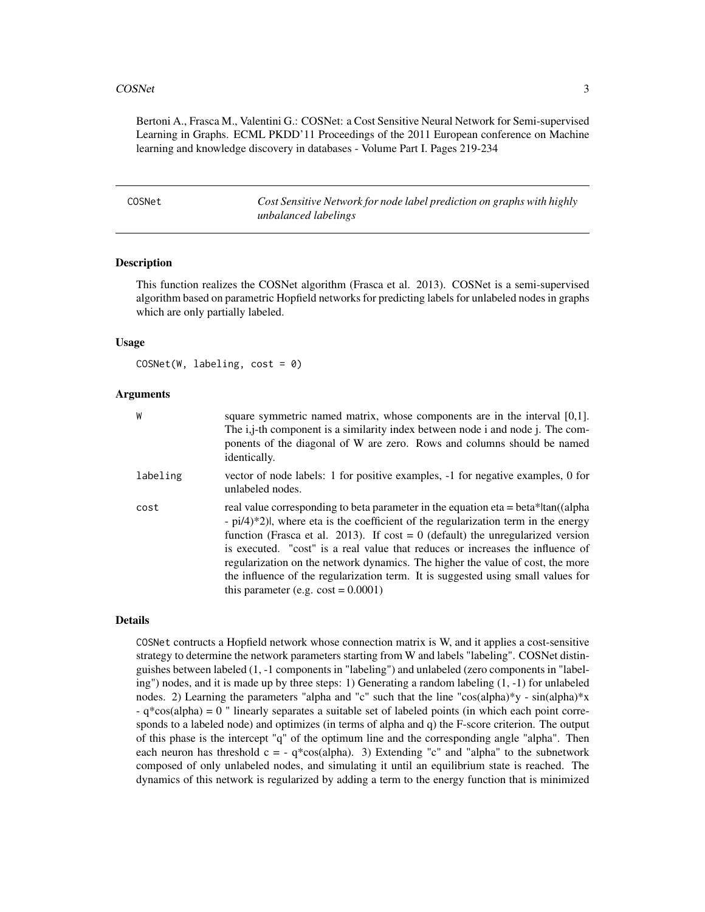Bertoni A., Frasca M., Valentini G.: COSNet: a Cost Sensitive Neural Network for Semi-supervised Learning in Graphs. ECML PKDD'11 Proceedings of the 2011 European conference on Machine learning and knowledge discovery in databases - Volume Part I. Pages 219-234

---

## COSNet — *Cost Sensitive Network for node label prediction on graphs with highly unbalanced labelings*

---

### Description

This function realizes the COSNet algorithm (Frasca et al. 2013). COSNet is a semi-supervised algorithm based on parametric Hopfield networks for predicting labels for unlabeled nodes in graphs which are only partially labeled.

### Usage

```
COSNet(W, labeling, cost = 0)
```

### Arguments

| | |
|---|---|
| `W` | square symmetric named matrix, whose components are in the interval [0,1]. The i,j-th component is a similarity index between node i and node j. The components of the diagonal of W are zero. Rows and columns should be named identically. |
| `labeling` | vector of node labels: 1 for positive examples, -1 for negative examples, 0 for unlabeled nodes. |
| `cost` | real value corresponding to beta parameter in the equation eta = beta*\|tan((alpha - pi/4)*2)\|, where eta is the coefficient of the regularization term in the energy function (Frasca et al. 2013). If cost = 0 (default) the unregularized version is executed. "cost" is a real value that reduces or increases the influence of regularization on the network dynamics. The higher the value of cost, the more the influence of the regularization term. It is suggested using small values for this parameter (e.g. cost = 0.0001) |

### Details

`COSNet` contructs a Hopfield network whose connection matrix is W, and it applies a cost-sensitive strategy to determine the network parameters starting from W and labels "labeling". COSNet distinguishes between labeled (1, -1 components in "labeling") and unlabeled (zero components in "labeling") nodes, and it is made up by three steps: 1) Generating a random labeling (1, -1) for unlabeled nodes. 2) Learning the parameters "alpha and "c" such that the line "cos(alpha)*y - sin(alpha)*x - q*cos(alpha) = 0 " linearly separates a suitable set of labeled points (in which each point corresponds to a labeled node) and optimizes (in terms of alpha and q) the F-score criterion. The output of this phase is the intercept "q" of the optimum line and the corresponding angle "alpha". Then each neuron has threshold c = - q*cos(alpha). 3) Extending "c" and "alpha" to the subnetwork composed of only unlabeled nodes, and simulating it until an equilibrium state is reached. The dynamics of this network is regularized by adding a term to the energy function that is minimized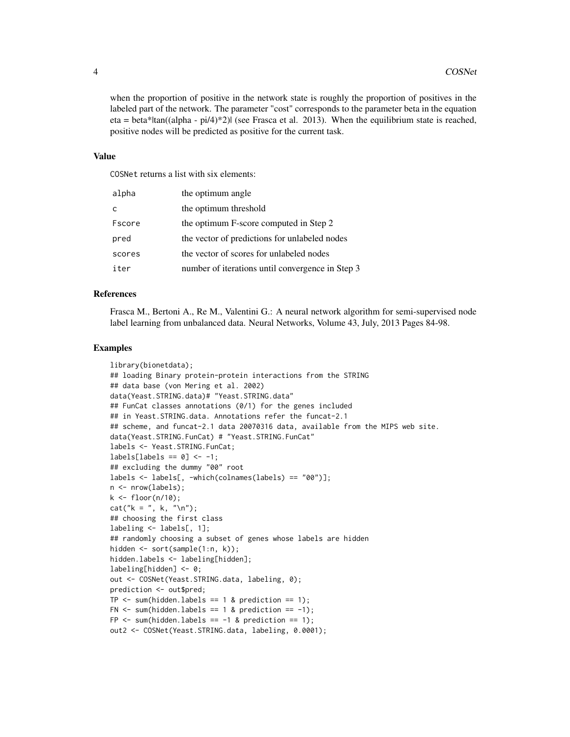when the proportion of positive in the network state is roughly the proportion of positives in the labeled part of the network. The parameter "cost" corresponds to the parameter beta in the equation eta = beta*|tan((alpha - pi/4)*2)| (see Frasca et al. 2013). When the equilibrium state is reached, positive nodes will be predicted as positive for the current task.

### Value

COSNet returns a list with six elements:

| | |
|---|---|
| alpha | the optimum angle |
| c | the optimum threshold |
| Fscore | the optimum F-score computed in Step 2 |
| pred | the vector of predictions for unlabeled nodes |
| scores | the vector of scores for unlabeled nodes |
| iter | number of iterations until convergence in Step 3 |

### References

Frasca M., Bertoni A., Re M., Valentini G.: A neural network algorithm for semi-supervised node label learning from unbalanced data. Neural Networks, Volume 43, July, 2013 Pages 84-98.

### Examples

```
library(bionetdata);
## loading Binary protein-protein interactions from the STRING
## data base (von Mering et al. 2002)
data(Yeast.STRING.data)# "Yeast.STRING.data"
## FunCat classes annotations (0/1) for the genes included
## in Yeast.STRING.data. Annotations refer the funcat-2.1
## scheme, and funcat-2.1 data 20070316 data, available from the MIPS web site.
data(Yeast.STRING.FunCat) # "Yeast.STRING.FunCat"
labels <- Yeast.STRING.FunCat;
labels[labels == 0] <- -1;
## excluding the dummy "00" root
labels <- labels[, -which(colnames(labels) == "00")];
n <- nrow(labels);
k <- floor(n/10);
cat("k = ", k, "\n");
## choosing the first class
labeling <- labels[, 1];
## randomly choosing a subset of genes whose labels are hidden
hidden <- sort(sample(1:n, k));
hidden.labels <- labeling[hidden];
labeling[hidden] <- 0;
out <- COSNet(Yeast.STRING.data, labeling, 0);
prediction <- out$pred;
TP <- sum(hidden.labels == 1 & prediction == 1);
FN <- sum(hidden.labels == 1 & prediction == -1);
FP <- sum(hidden.labels == -1 & prediction == 1);
out2 <- COSNet(Yeast.STRING.data, labeling, 0.0001);
```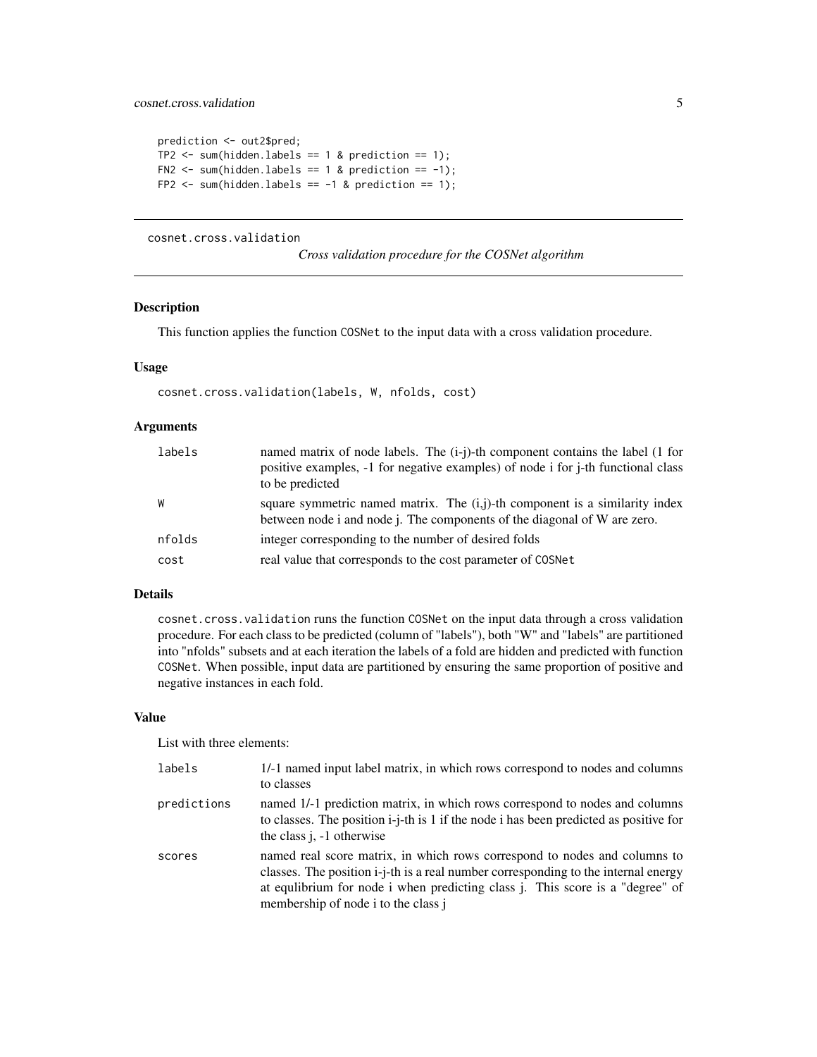```
prediction <- out2$pred;
TP2 <- sum(hidden.labels == 1 & prediction == 1);
FN2 <- sum(hidden.labels == 1 & prediction == -1);
FP2 <- sum(hidden.labels == -1 & prediction == 1);
```

---

## cosnet.cross.validation

*Cross validation procedure for the COSNet algorithm*

---

### Description

This function applies the function `COSNet` to the input data with a cross validation procedure.

### Usage

```
cosnet.cross.validation(labels, W, nfolds, cost)
```

### Arguments

| | |
|---|---|
| `labels` | named matrix of node labels. The (i-j)-th component contains the label (1 for positive examples, -1 for negative examples) of node i for j-th functional class to be predicted |
| `W` | square symmetric named matrix. The (i,j)-th component is a similarity index between node i and node j. The components of the diagonal of W are zero. |
| `nfolds` | integer corresponding to the number of desired folds |
| `cost` | real value that corresponds to the cost parameter of `COSNet` |

### Details

`cosnet.cross.validation` runs the function `COSNet` on the input data through a cross validation procedure. For each class to be predicted (column of "labels"), both "W" and "labels" are partitioned into "nfolds" subsets and at each iteration the labels of a fold are hidden and predicted with function `COSNet`. When possible, input data are partitioned by ensuring the same proportion of positive and negative instances in each fold.

### Value

List with three elements:

| | |
|---|---|
| `labels` | 1/-1 named input label matrix, in which rows correspond to nodes and columns to classes |
| `predictions` | named 1/-1 prediction matrix, in which rows correspond to nodes and columns to classes. The position i-j-th is 1 if the node i has been predicted as positive for the class j, -1 otherwise |
| `scores` | named real score matrix, in which rows correspond to nodes and columns to classes. The position i-j-th is a real number corresponding to the internal energy at equlibrium for node i when predicting class j. This score is a "degree" of membership of node i to the class j |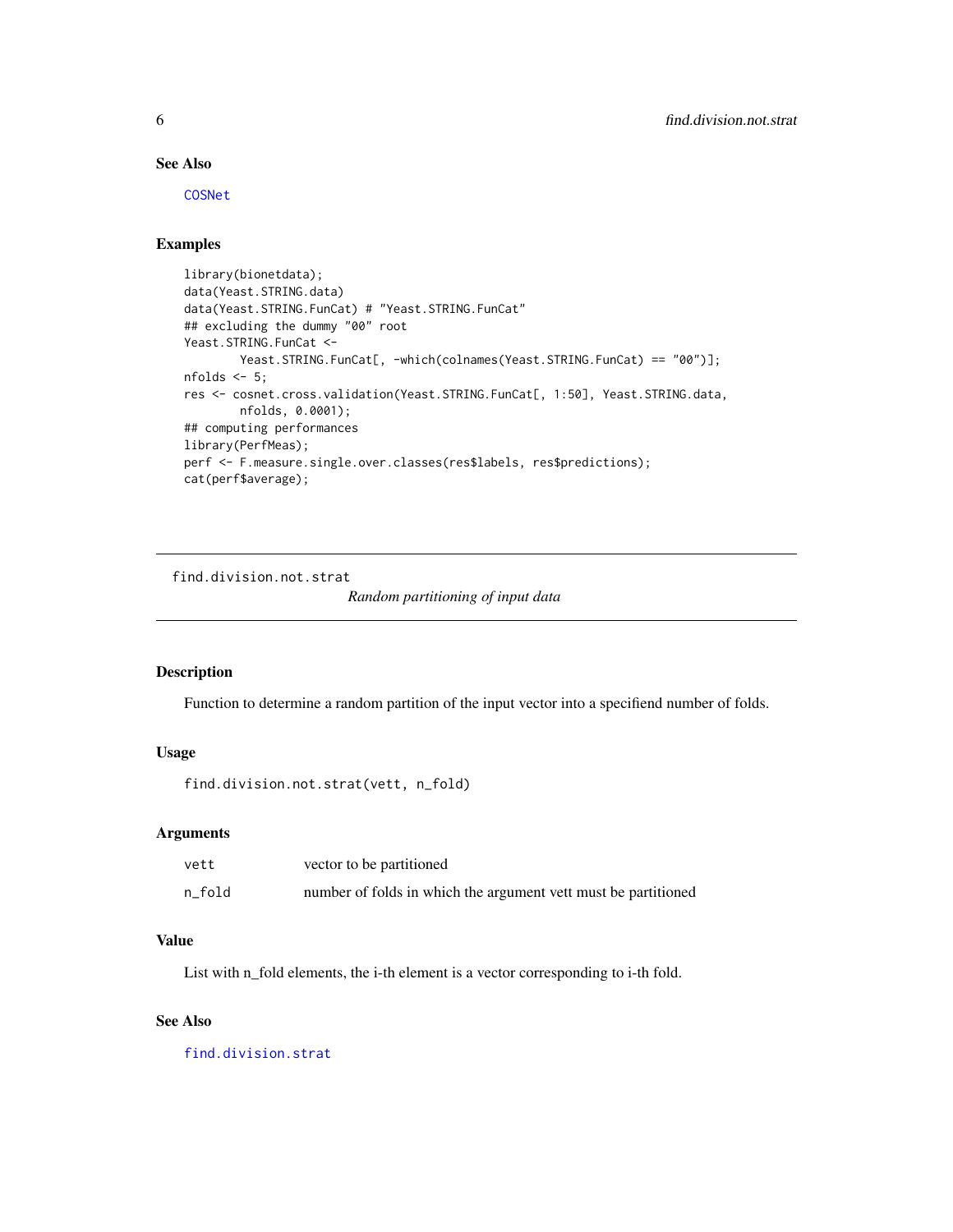## See Also

COSNet

## Examples

```
library(bionetdata);
data(Yeast.STRING.data)
data(Yeast.STRING.FunCat) # "Yeast.STRING.FunCat"
## excluding the dummy "00" root
Yeast.STRING.FunCat <-
        Yeast.STRING.FunCat[, -which(colnames(Yeast.STRING.FunCat) == "00")];
nfolds <- 5;
res <- cosnet.cross.validation(Yeast.STRING.FunCat[, 1:50], Yeast.STRING.data,
        nfolds, 0.0001);
## computing performances
library(PerfMeas);
perf <- F.measure.single.over.classes(res$labels, res$predictions);
cat(perf$average);
```

---

# find.division.not.strat

*Random partitioning of input data*

---

## Description

Function to determine a random partition of the input vector into a specifiend number of folds.

## Usage

```
find.division.not.strat(vett, n_fold)
```

## Arguments

| | |
|---|---|
| vett | vector to be partitioned |
| n_fold | number of folds in which the argument vett must be partitioned |

## Value

List with n_fold elements, the i-th element is a vector corresponding to i-th fold.

## See Also

find.division.strat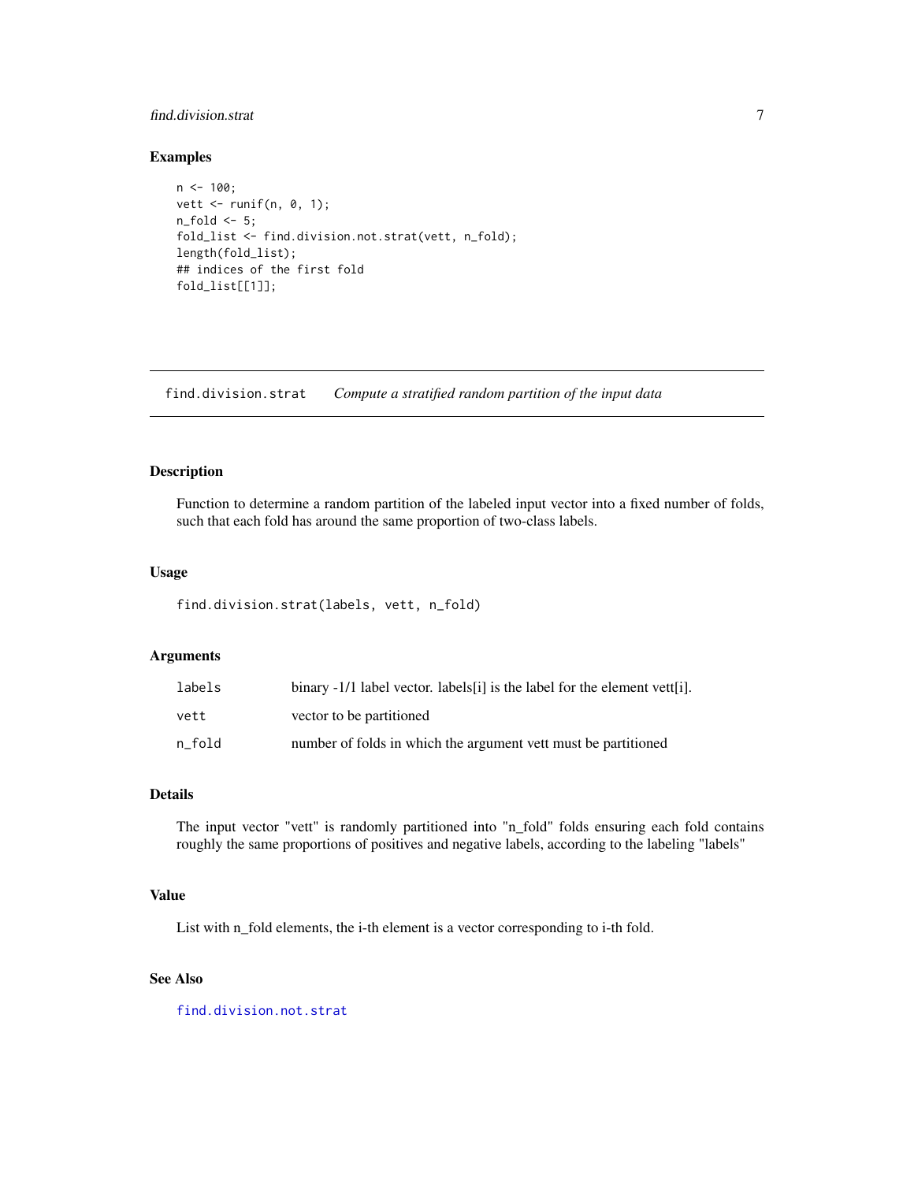### Examples

```
n <- 100;
vett <- runif(n, 0, 1);
n_fold <- 5;
fold_list <- find.division.not.strat(vett, n_fold);
length(fold_list);
## indices of the first fold
fold_list[[1]];
```

---

## find.division.strat    *Compute a stratified random partition of the input data*

---

### Description

Function to determine a random partition of the labeled input vector into a fixed number of folds, such that each fold has around the same proportion of two-class labels.

### Usage

```
find.division.strat(labels, vett, n_fold)
```

### Arguments

| | |
|---|---|
| labels | binary -1/1 label vector. labels[i] is the label for the element vett[i]. |
| vett | vector to be partitioned |
| n_fold | number of folds in which the argument vett must be partitioned |

### Details

The input vector "vett" is randomly partitioned into "n_fold" folds ensuring each fold contains roughly the same proportions of positives and negative labels, according to the labeling "labels"

### Value

List with n_fold elements, the i-th element is a vector corresponding to i-th fold.

### See Also

find.division.not.strat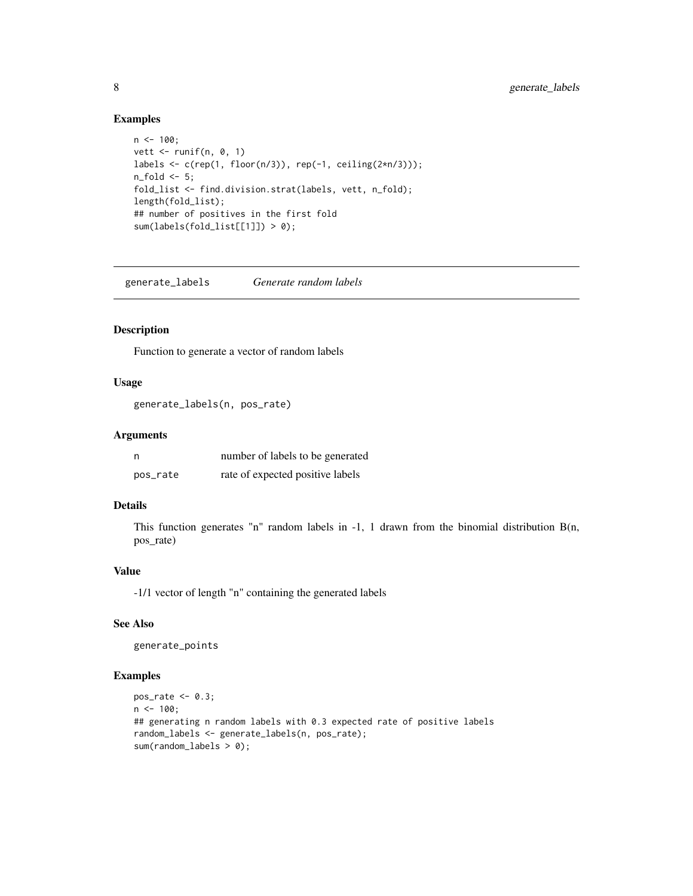### Examples

```
n <- 100;
vett <- runif(n, 0, 1)
labels <- c(rep(1, floor(n/3)), rep(-1, ceiling(2*n/3)));
n_fold <- 5;
fold_list <- find.division.strat(labels, vett, n_fold);
length(fold_list);
## number of positives in the first fold
sum(labels(fold_list[[1]]) > 0);
```

---

## generate_labels *Generate random labels*

---

### Description

Function to generate a vector of random labels

### Usage

```
generate_labels(n, pos_rate)
```

### Arguments

| | |
|---|---|
| n | number of labels to be generated |
| pos_rate | rate of expected positive labels |

### Details

This function generates "n" random labels in -1, 1 drawn from the binomial distribution B(n, pos_rate)

### Value

-1/1 vector of length "n" containing the generated labels

### See Also

generate_points

### Examples

```
pos_rate <- 0.3;
n <- 100;
## generating n random labels with 0.3 expected rate of positive labels
random_labels <- generate_labels(n, pos_rate);
sum(random_labels > 0);
```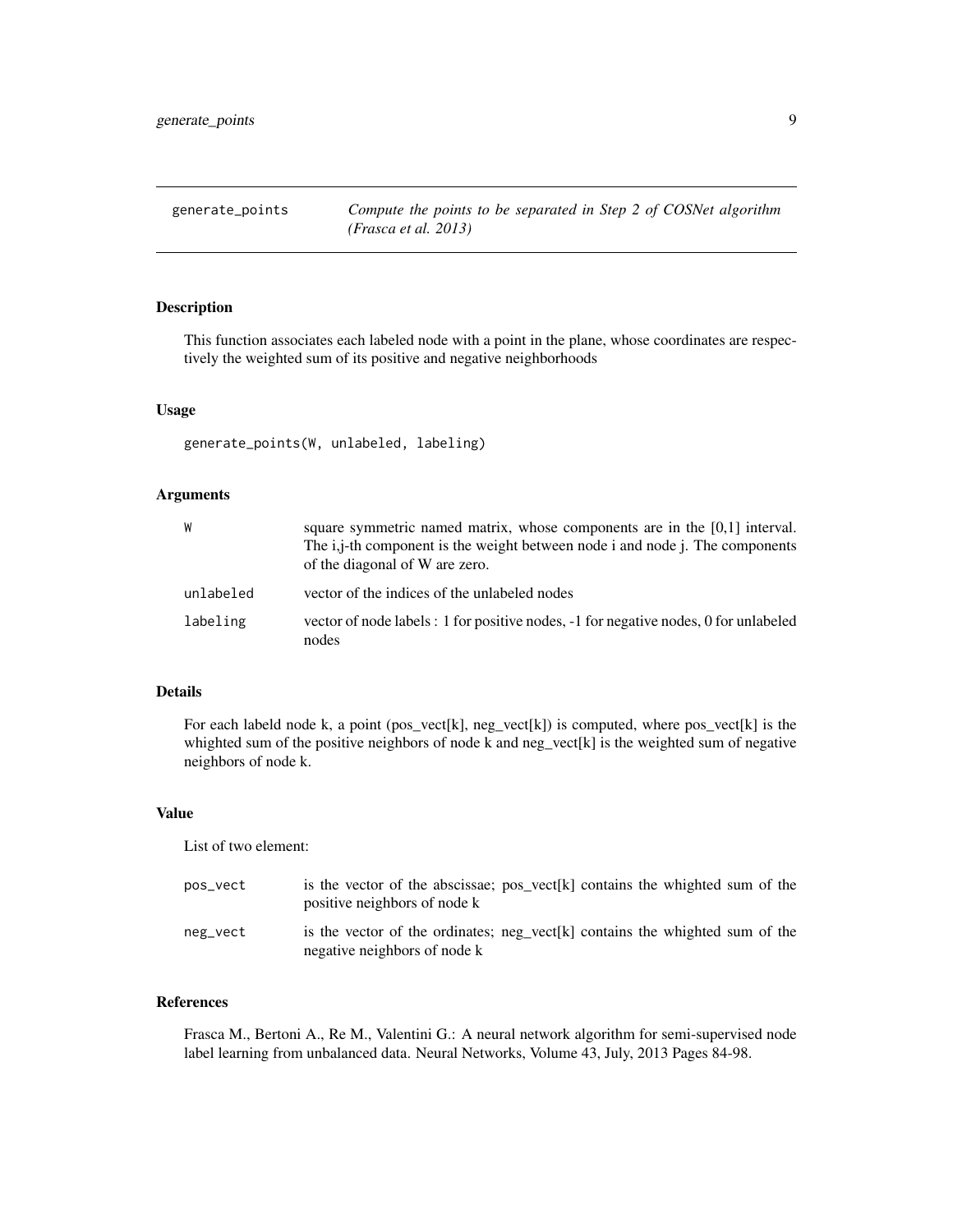## generate_points — *Compute the points to be separated in Step 2 of COSNet algorithm (Frasca et al. 2013)*

### Description

This function associates each labeled node with a point in the plane, whose coordinates are respectively the weighted sum of its positive and negative neighborhoods

### Usage

```
generate_points(W, unlabeled, labeling)
```

### Arguments

| | |
|---|---|
| W | square symmetric named matrix, whose components are in the [0,1] interval. The i,j-th component is the weight between node i and node j. The components of the diagonal of W are zero. |
| unlabeled | vector of the indices of the unlabeled nodes |
| labeling | vector of node labels : 1 for positive nodes, -1 for negative nodes, 0 for unlabeled nodes |

### Details

For each labeld node k, a point (pos_vect[k], neg_vect[k]) is computed, where pos_vect[k] is the whighted sum of the positive neighbors of node k and neg_vect[k] is the weighted sum of negative neighbors of node k.

### Value

List of two element:

| | |
|---|---|
| pos_vect | is the vector of the abscissae; pos_vect[k] contains the whighted sum of the positive neighbors of node k |
| neg_vect | is the vector of the ordinates; neg_vect[k] contains the whighted sum of the negative neighbors of node k |

### References

Frasca M., Bertoni A., Re M., Valentini G.: A neural network algorithm for semi-supervised node label learning from unbalanced data. Neural Networks, Volume 43, July, 2013 Pages 84-98.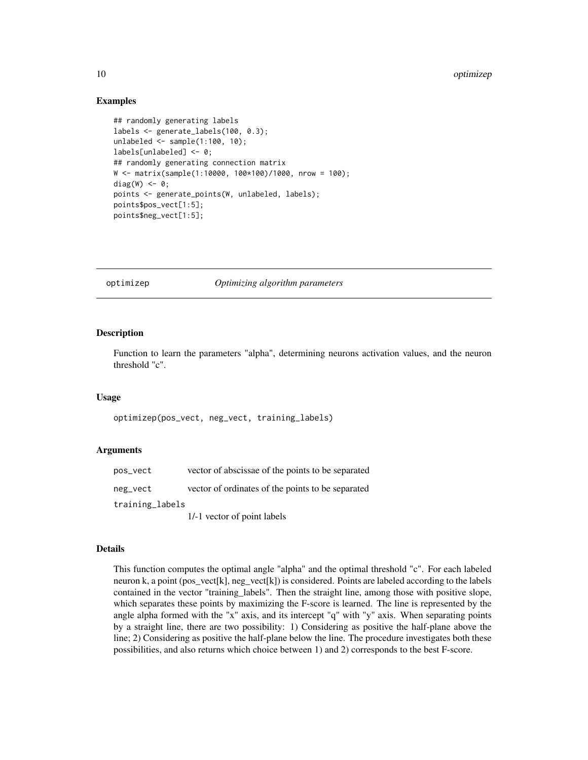## Examples

```
## randomly generating labels
labels <- generate_labels(100, 0.3);
unlabeled <- sample(1:100, 10);
labels[unlabeled] <- 0;
## randomly generating connection matrix
W <- matrix(sample(1:10000, 100*100)/1000, nrow = 100);
diag(W) <- 0;
points <- generate_points(W, unlabeled, labels);
points$pos_vect[1:5];
points$neg_vect[1:5];
```

---

# optimizep *Optimizing algorithm parameters*

---

## Description

Function to learn the parameters "alpha", determining neurons activation values, and the neuron threshold "c".

## Usage

```
optimizep(pos_vect, neg_vect, training_labels)
```

## Arguments

| | |
|---|---|
| pos_vect | vector of abscissae of the points to be separated |
| neg_vect | vector of ordinates of the points to be separated |
| training_labels | 1/-1 vector of point labels |

## Details

This function computes the optimal angle "alpha" and the optimal threshold "c". For each labeled neuron k, a point (pos_vect[k], neg_vect[k]) is considered. Points are labeled according to the labels contained in the vector "training_labels". Then the straight line, among those with positive slope, which separates these points by maximizing the F-score is learned. The line is represented by the angle alpha formed with the "x" axis, and its intercept "q" with "y" axis. When separating points by a straight line, there are two possibility: 1) Considering as positive the half-plane above the line; 2) Considering as positive the half-plane below the line. The procedure investigates both these possibilities, and also returns which choice between 1) and 2) corresponds to the best F-score.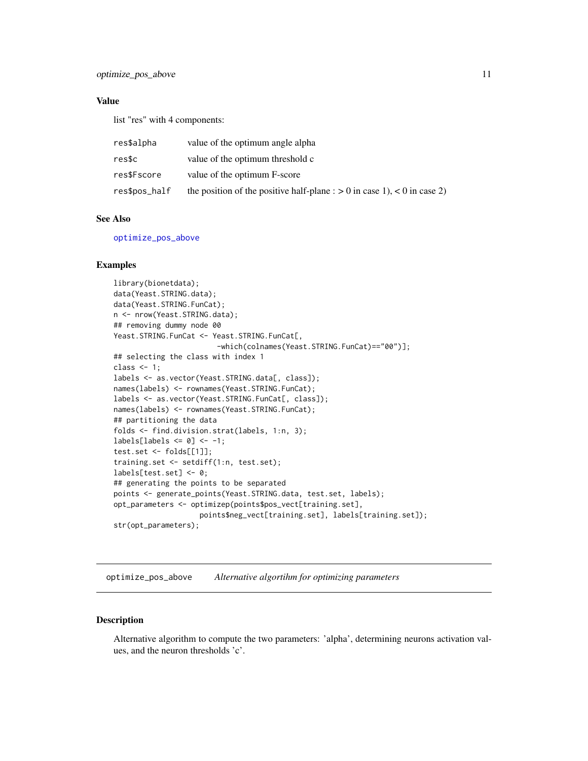### Value

list "res" with 4 components:

| | |
|---|---|
| `res$alpha` | value of the optimum angle alpha |
| `res$c` | value of the optimum threshold c |
| `res$Fscore` | value of the optimum F-score |
| `res$pos_half` | the position of the positive half-plane : > 0 in case 1), < 0 in case 2) |

### See Also

`optimize_pos_above`

### Examples

```
library(bionetdata);
data(Yeast.STRING.data);
data(Yeast.STRING.FunCat);
n <- nrow(Yeast.STRING.data);
## removing dummy node 00
Yeast.STRING.FunCat <- Yeast.STRING.FunCat[,
                         -which(colnames(Yeast.STRING.FunCat)=="00")];
## selecting the class with index 1
class <- 1;
labels <- as.vector(Yeast.STRING.data[, class]);
names(labels) <- rownames(Yeast.STRING.FunCat);
labels <- as.vector(Yeast.STRING.FunCat[, class]);
names(labels) <- rownames(Yeast.STRING.FunCat);
## partitioning the data
folds <- find.division.strat(labels, 1:n, 3);
labels[labels <= 0] <- -1;
test.set <- folds[[1]];
training.set <- setdiff(1:n, test.set);
labels[test.set] <- 0;
## generating the points to be separated
points <- generate_points(Yeast.STRING.data, test.set, labels);
opt_parameters <- optimizep(points$pos_vect[training.set],
                    points$neg_vect[training.set], labels[training.set]);
str(opt_parameters);
```

---

## optimize_pos_above — *Alternative algortihm for optimizing parameters*

---

### Description

Alternative algorithm to compute the two parameters: 'alpha', determining neurons activation values, and the neuron thresholds 'c'.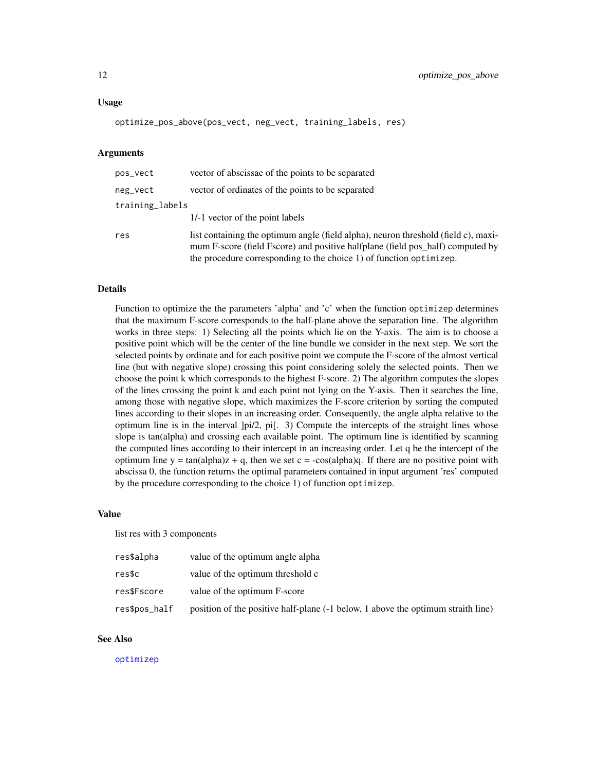### Usage

```
optimize_pos_above(pos_vect, neg_vect, training_labels, res)
```

### Arguments

| | |
|---|---|
| pos_vect | vector of abscissae of the points to be separated |
| neg_vect | vector of ordinates of the points to be separated |
| training_labels | 1/-1 vector of the point labels |
| res | list containing the optimum angle (field alpha), neuron threshold (field c), maximum F-score (field Fscore) and positive halfplane (field pos_half) computed by the procedure corresponding to the choice 1) of function optimizep. |

### Details

Function to optimize the the parameters 'alpha' and 'c' when the function optimizep determines that the maximum F-score corresponds to the half-plane above the separation line. The algorithm works in three steps: 1) Selecting all the points which lie on the Y-axis. The aim is to choose a positive point which will be the center of the line bundle we consider in the next step. We sort the selected points by ordinate and for each positive point we compute the F-score of the almost vertical line (but with negative slope) crossing this point considering solely the selected points. Then we choose the point k which corresponds to the highest F-score. 2) The algorithm computes the slopes of the lines crossing the point k and each point not lying on the Y-axis. Then it searches the line, among those with negative slope, which maximizes the F-score criterion by sorting the computed lines according to their slopes in an increasing order. Consequently, the angle alpha relative to the optimum line is in the interval ]pi/2, pi[. 3) Compute the intercepts of the straight lines whose slope is tan(alpha) and crossing each available point. The optimum line is identified by scanning the computed lines according to their intercept in an increasing order. Let q be the intercept of the optimum line y = tan(alpha)z + q, then we set c = -cos(alpha)q. If there are no positive point with abscissa 0, the function returns the optimal parameters contained in input argument 'res' computed by the procedure corresponding to the choice 1) of function optimizep.

### Value

list res with 3 components

| | |
|---|---|
| res$alpha | value of the optimum angle alpha |
| res$c | value of the optimum threshold c |
| res$Fscore | value of the optimum F-score |
| res$pos_half | position of the positive half-plane (-1 below, 1 above the optimum straith line) |

### See Also

optimizep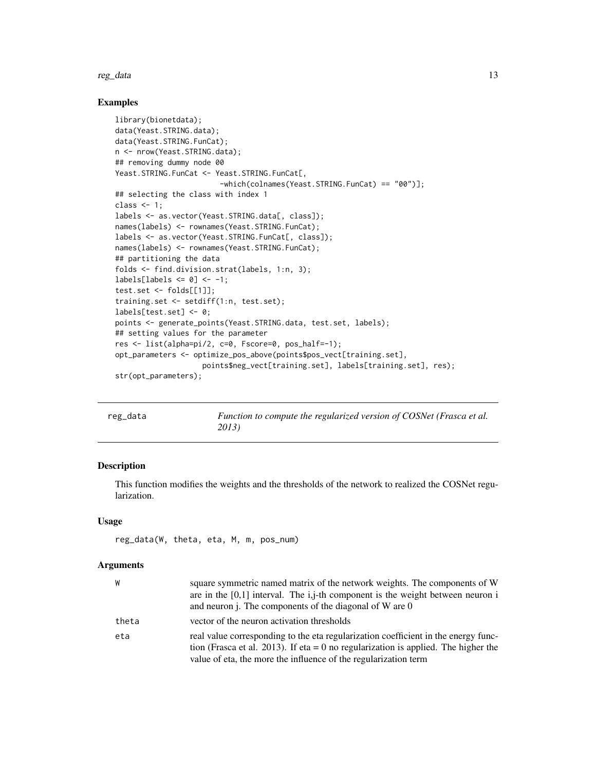### Examples

```
library(bionetdata);
data(Yeast.STRING.data);
data(Yeast.STRING.FunCat);
n <- nrow(Yeast.STRING.data);
## removing dummy node 00
Yeast.STRING.FunCat <- Yeast.STRING.FunCat[,
                        -which(colnames(Yeast.STRING.FunCat) == "00")];
## selecting the class with index 1
class <- 1;
labels <- as.vector(Yeast.STRING.data[, class]);
names(labels) <- rownames(Yeast.STRING.FunCat);
labels <- as.vector(Yeast.STRING.FunCat[, class]);
names(labels) <- rownames(Yeast.STRING.FunCat);
## partitioning the data
folds <- find.division.strat(labels, 1:n, 3);
labels[labels <= 0] <- -1;
test.set <- folds[[1]];
training.set <- setdiff(1:n, test.set);
labels[test.set] <- 0;
points <- generate_points(Yeast.STRING.data, test.set, labels);
## setting values for the parameter
res <- list(alpha=pi/2, c=0, Fscore=0, pos_half=-1);
opt_parameters <- optimize_pos_above(points$pos_vect[training.set],
                    points$neg_vect[training.set], labels[training.set], res);
str(opt_parameters);
```

---

## reg_data — *Function to compute the regularized version of COSNet (Frasca et al. 2013)*

### Description

This function modifies the weights and the thresholds of the network to realized the COSNet regularization.

### Usage

```
reg_data(W, theta, eta, M, m, pos_num)
```

### Arguments

| | |
|---|---|
| `W` | square symmetric named matrix of the network weights. The components of W are in the [0,1] interval. The i,j-th component is the weight between neuron i and neuron j. The components of the diagonal of W are 0 |
| `theta` | vector of the neuron activation thresholds |
| `eta` | real value corresponding to the eta regularization coefficient in the energy function (Frasca et al. 2013). If eta = 0 no regularization is applied. The higher the value of eta, the more the influence of the regularization term |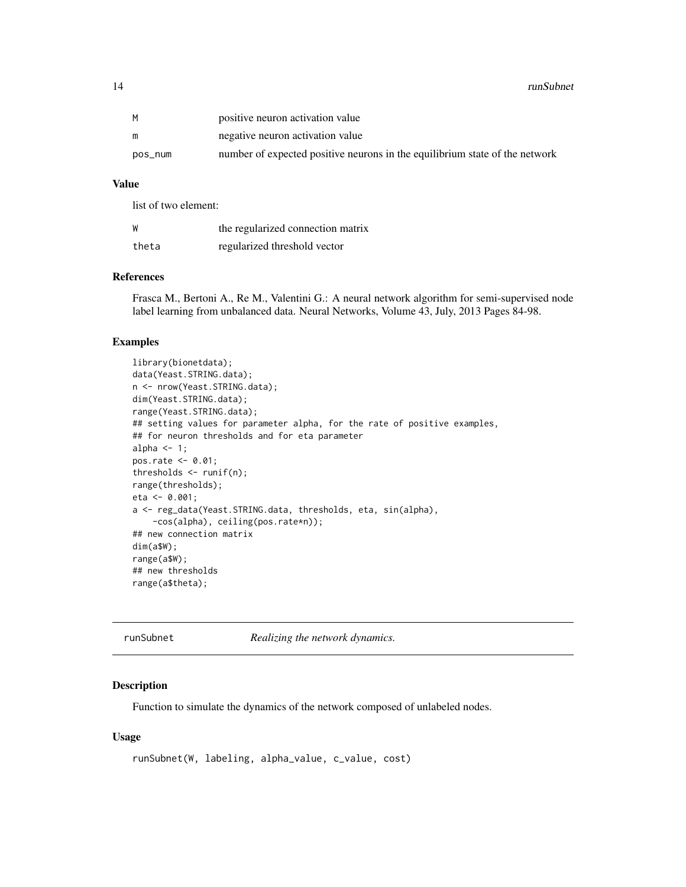| | |
|---|---|
| M | positive neuron activation value |
| m | negative neuron activation value |
| pos_num | number of expected positive neurons in the equilibrium state of the network |

## Value

list of two element:

| | |
|---|---|
| W | the regularized connection matrix |
| theta | regularized threshold vector |

## References

Frasca M., Bertoni A., Re M., Valentini G.: A neural network algorithm for semi-supervised node label learning from unbalanced data. Neural Networks, Volume 43, July, 2013 Pages 84-98.

## Examples

```
library(bionetdata);
data(Yeast.STRING.data);
n <- nrow(Yeast.STRING.data);
dim(Yeast.STRING.data);
range(Yeast.STRING.data);
## setting values for parameter alpha, for the rate of positive examples,
## for neuron thresholds and for eta parameter
alpha <- 1;
pos.rate <- 0.01;
thresholds <- runif(n);
range(thresholds);
eta <- 0.001;
a <- reg_data(Yeast.STRING.data, thresholds, eta, sin(alpha),
    -cos(alpha), ceiling(pos.rate*n));
## new connection matrix
dim(a$W);
range(a$W);
## new thresholds
range(a$theta);
```

---

# runSubnet *Realizing the network dynamics.*

## Description

Function to simulate the dynamics of the network composed of unlabeled nodes.

## Usage

```
runSubnet(W, labeling, alpha_value, c_value, cost)
```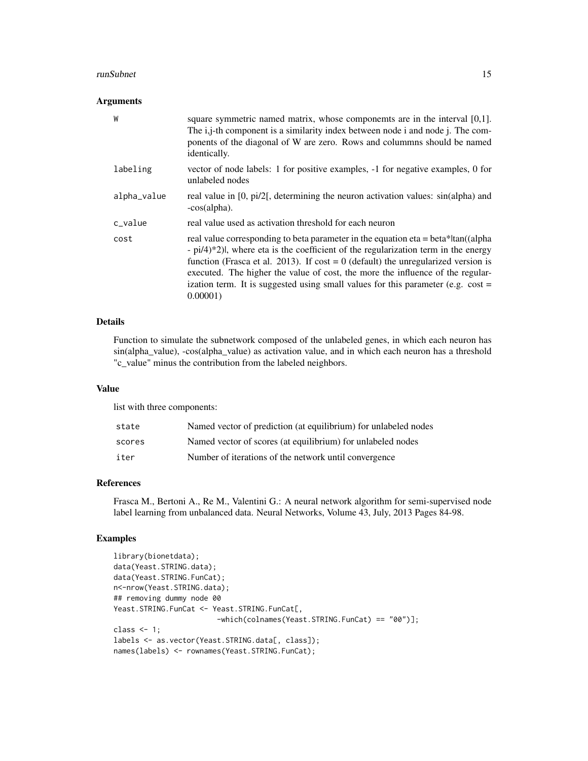### Arguments

| | |
|---|---|
| W | square symmetric named matrix, whose componemts are in the interval [0,1]. The i,j-th component is a similarity index between node i and node j. The components of the diagonal of W are zero. Rows and colummns should be named identically. |
| labeling | vector of node labels: 1 for positive examples, -1 for negative examples, 0 for unlabeled nodes |
| alpha_value | real value in [0, pi/2[, determining the neuron activation values: sin(alpha) and -cos(alpha). |
| c_value | real value used as activation threshold for each neuron |
| cost | real value corresponding to beta parameter in the equation eta = beta*\|tan((alpha - pi/4)*2)\|, where eta is the coefficient of the regularization term in the energy function (Frasca et al. 2013). If cost = 0 (default) the unregularized version is executed. The higher the value of cost, the more the influence of the regularization term. It is suggested using small values for this parameter (e.g. cost = 0.00001) |

### Details

Function to simulate the subnetwork composed of the unlabeled genes, in which each neuron has sin(alpha_value), -cos(alpha_value) as activation value, and in which each neuron has a threshold "c_value" minus the contribution from the labeled neighbors.

### Value

list with three components:

| | |
|---|---|
| state | Named vector of prediction (at equilibrium) for unlabeled nodes |
| scores | Named vector of scores (at equilibrium) for unlabeled nodes |
| iter | Number of iterations of the network until convergence |

### References

Frasca M., Bertoni A., Re M., Valentini G.: A neural network algorithm for semi-supervised node label learning from unbalanced data. Neural Networks, Volume 43, July, 2013 Pages 84-98.

### Examples

```
library(bionetdata);
data(Yeast.STRING.data);
data(Yeast.STRING.FunCat);
n<-nrow(Yeast.STRING.data);
## removing dummy node 00
Yeast.STRING.FunCat <- Yeast.STRING.FunCat[,
                        -which(colnames(Yeast.STRING.FunCat) == "00")];
class <- 1;
labels <- as.vector(Yeast.STRING.data[, class]);
names(labels) <- rownames(Yeast.STRING.FunCat);
```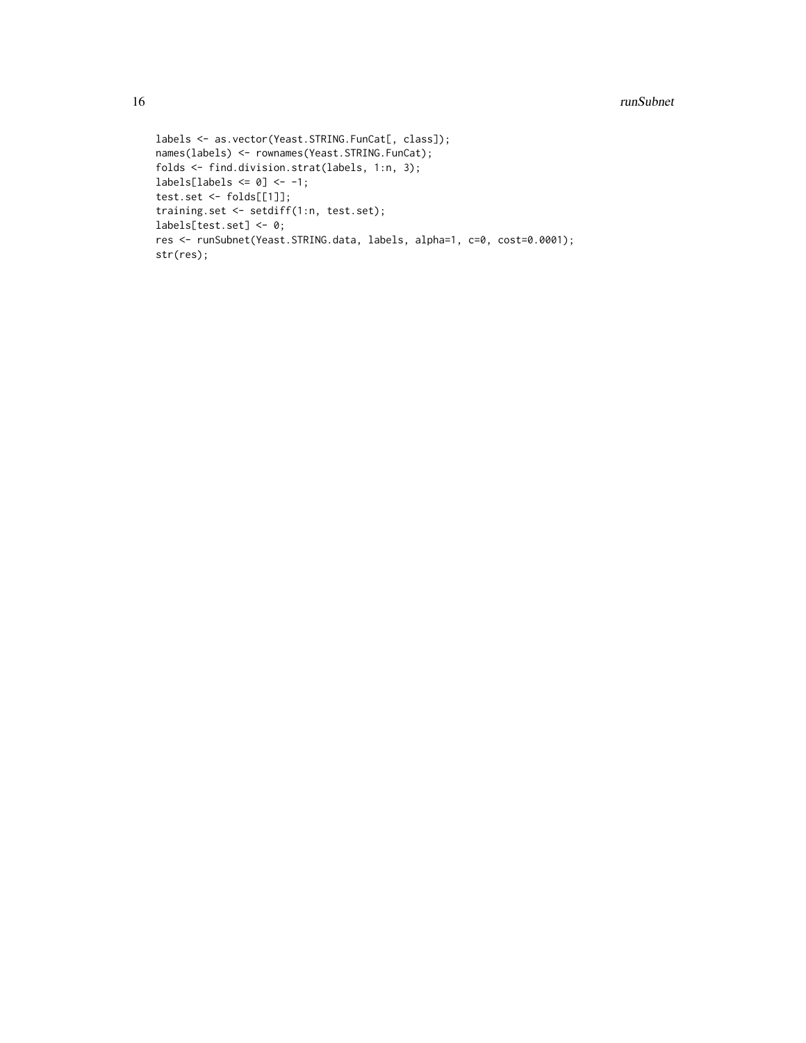```
labels <- as.vector(Yeast.STRING.FunCat[, class]);
names(labels) <- rownames(Yeast.STRING.FunCat);
folds <- find.division.strat(labels, 1:n, 3);
labels[labels <= 0] <- -1;
test.set <- folds[[1]];
training.set <- setdiff(1:n, test.set);
labels[test.set] <- 0;
res <- runSubnet(Yeast.STRING.data, labels, alpha=1, c=0, cost=0.0001);
str(res);
```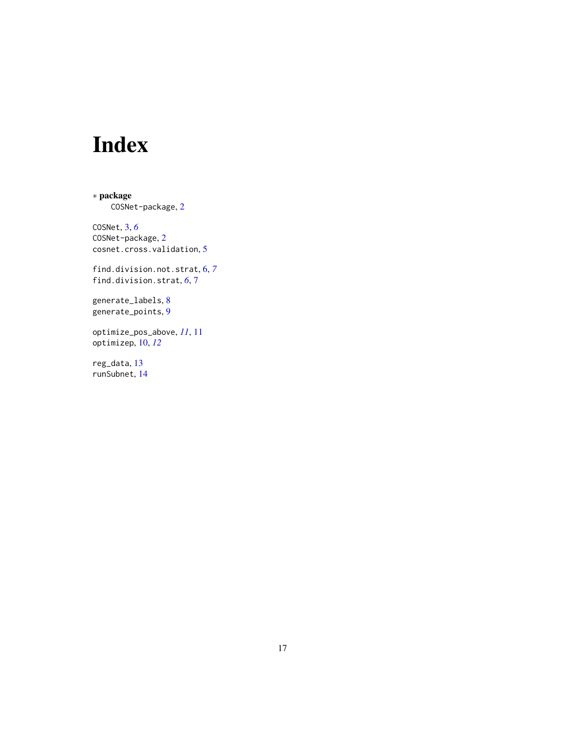# Index

∗ **package**
    COSNet-package, 2

COSNet, 3, *6*
COSNet-package, 2
cosnet.cross.validation, 5

find.division.not.strat, 6, *7*
find.division.strat, *6*, 7

generate_labels, 8
generate_points, 9

optimize_pos_above, *11*, 11
optimizep, 10, *12*

reg_data, 13
runSubnet, 14